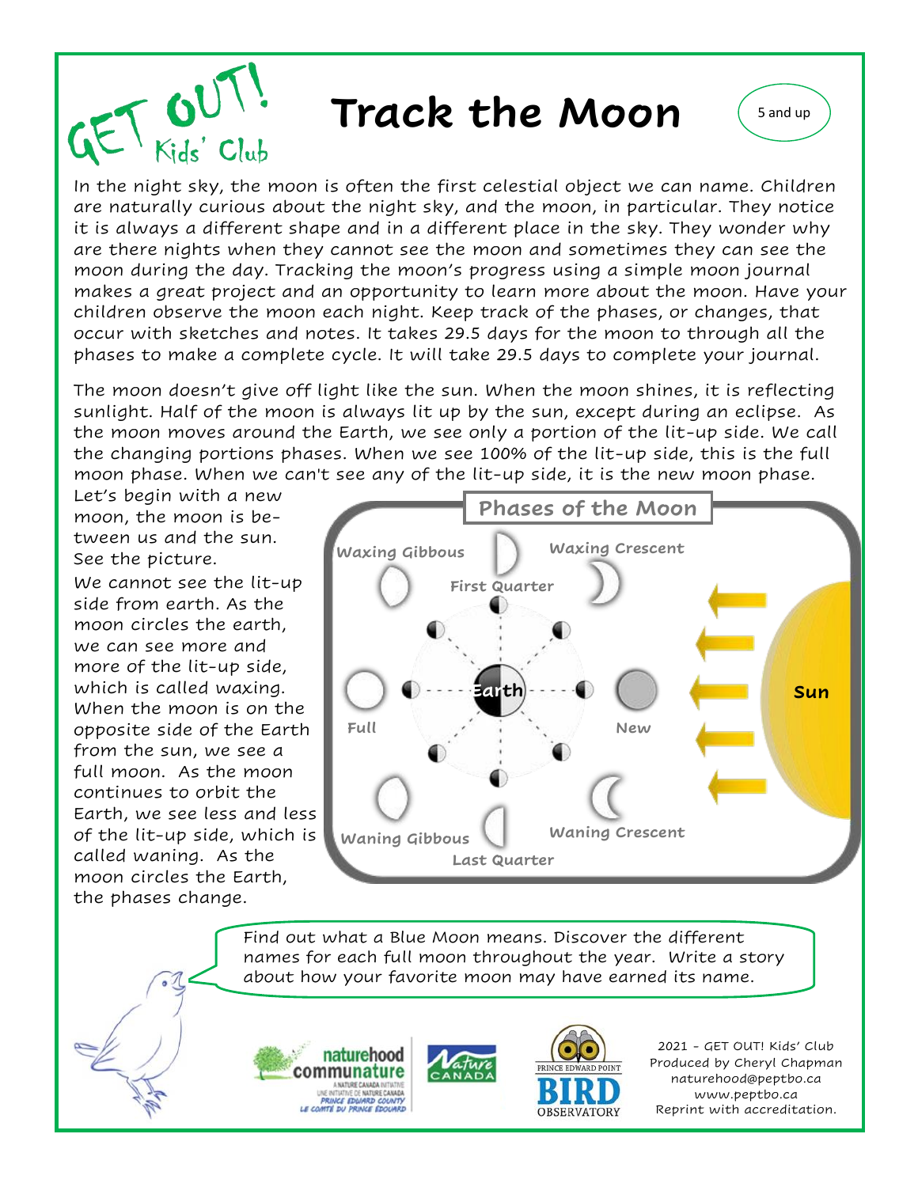# Track the Moon

5 and up

In the night sky, the moon is often the first celestial object we can name. Children are naturally curious about the night sky, and the moon, in particular. They notice it is always a different shape and in a different place in the sky. They wonder why are there nights when they cannot see the moon and sometimes they can see the moon during the day. Tracking the moon's progress using a simple moon journal makes a great project and an opportunity to learn more about the moon. Have your children observe the moon each night. Keep track of the phases, or changes, that occur with sketches and notes. It takes 29.5 days for the moon to through all the phases to make a complete cycle. It will take 29.5 days to complete your journal.

The moon doesn't give off light like the sun. When the moon shines, it is reflecting sunlight. Half of the moon is always lit up by the sun, except during an eclipse. As the moon moves around the Earth, we see only a portion of the lit-up side. We call the changing portions phases. When we see 100% of the lit-up side, this is the full moon phase. When we can't see any of the lit-up side, it is the new moon phase.

Let's begin with a new moon, the moon is between us and the sun. See the picture. We cannot see the lit-up side from earth. As the moon circles the earth, we can see more and more of the lit-up side, which is called waxing. When the moon is on the opposite side of the Earth from the sun, we see a full moon. As the moon continues to orbit the Earth, we see less and less of the lit-up side, which is called waning. As the moon circles the Earth, the phases change.

**Phases of the Moon**

Waxing Gibbous, First Quarter, Waxing Crescent, Full, Earth, New, Sun, Waning Gibbous, Last Quarter, Waning Crescent

Find out what a Blue Moon means. Discover the different names for each full moon throughout the year. Write a story about how your favorite moon may have earned its name.

2021 - GET OUT! Kids' Club
Produced by Cheryl Chapman
naturehood@peptbo.ca
www.peptbo.ca
Reprint with accreditation.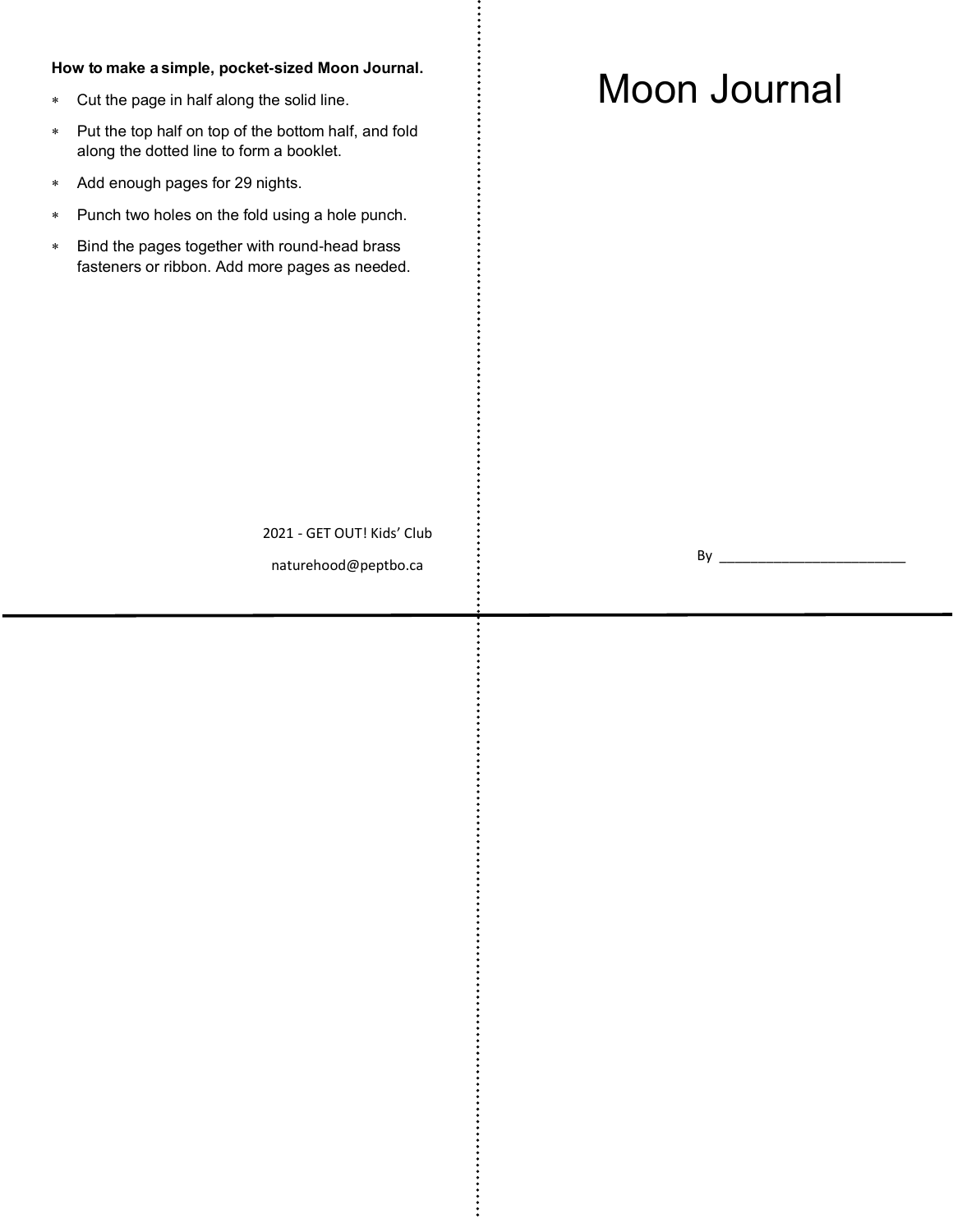**How to make a simple, pocket-sized Moon Journal.**

- Cut the page in half along the solid line.
- Put the top half on top of the bottom half, and fold along the dotted line to form a booklet.
- Add enough pages for 29 nights.
- Punch two holes on the fold using a hole punch.
- Bind the pages together with round-head brass fasteners or ribbon. Add more pages as needed.

2021 - GET OUT! Kids' Club

naturehood@peptbo.ca

# Moon Journal

By ________________________